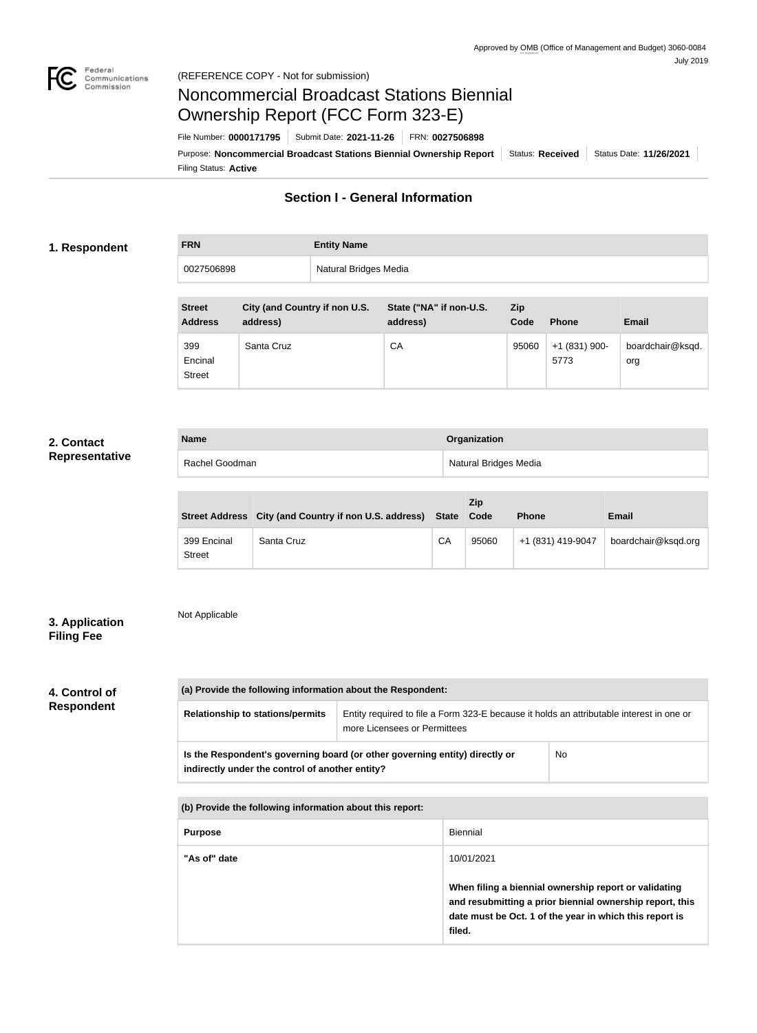Approved by OMB (Office of Management and Budget) 3060-0084
July 2019

Federal Communications Commission

(REFERENCE COPY - Not for submission)

# Noncommercial Broadcast Stations Biennial Ownership Report (FCC Form 323-E)

File Number: **0000171795** | Submit Date: **2021-11-26** | FRN: **0027506898**

Purpose: **Noncommercial Broadcast Stations Biennial Ownership Report** | Status: **Received** | Status Date: **11/26/2021**

Filing Status: **Active**

## Section I - General Information

### 1. Respondent

| FRN | Entity Name |
| --- | --- |
| 0027506898 | Natural Bridges Media |

| Street Address | City (and Country if non U.S. address) | State ("NA" if non-U.S. address) | Zip Code | Phone | Email |
| --- | --- | --- | --- | --- | --- |
| 399 Encinal Street | Santa Cruz | CA | 95060 | +1 (831) 900-5773 | boardchair@ksqd.org |

### 2. Contact Representative

| Name | Organization |
| --- | --- |
| Rachel Goodman | Natural Bridges Media |

| Street Address | City (and Country if non U.S. address) | State | Zip Code | Phone | Email |
| --- | --- | --- | --- | --- | --- |
| 399 Encinal Street | Santa Cruz | CA | 95060 | +1 (831) 419-9047 | boardchair@ksqd.org |

### 3. Application Filing Fee

Not Applicable

### 4. Control of Respondent

| (a) Provide the following information about the Respondent: | |
| --- | --- |
| Relationship to stations/permits | Entity required to file a Form 323-E because it holds an attributable interest in one or more Licensees or Permittees |
| Is the Respondent's governing board (or other governing entity) directly or indirectly under the control of another entity? | No |

| (b) Provide the following information about this report: | |
| --- | --- |
| Purpose | Biennial |
| "As of" date | 10/01/2021<br><br>**When filing a biennial ownership report or validating and resubmitting a prior biennial ownership report, this date must be Oct. 1 of the year in which this report is filed.** |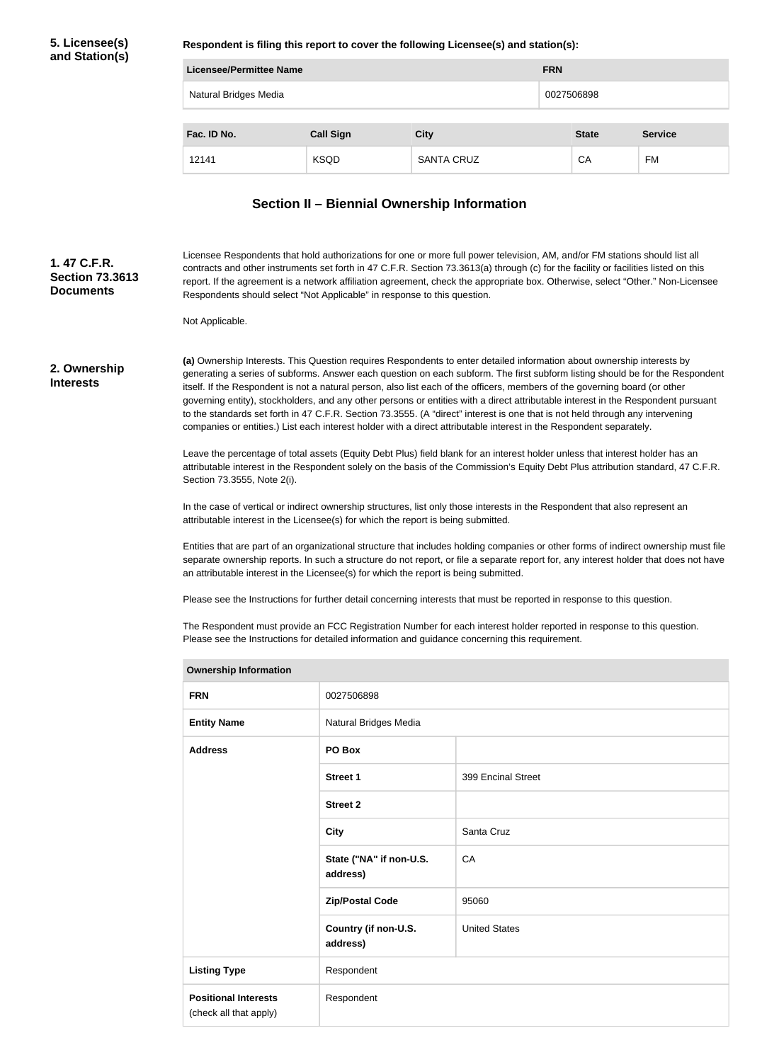## 5. Licensee(s) and Station(s)

**Respondent is filing this report to cover the following Licensee(s) and station(s):**

| Licensee/Permittee Name | FRN |
| --- | --- |
| Natural Bridges Media | 0027506898 |

| Fac. ID No. | Call Sign | City | State | Service |
| --- | --- | --- | --- | --- |
| 12141 | KSQD | SANTA CRUZ | CA | FM |

## Section II – Biennial Ownership Information

### 1. 47 C.F.R. Section 73.3613 Documents

Licensee Respondents that hold authorizations for one or more full power television, AM, and/or FM stations should list all contracts and other instruments set forth in 47 C.F.R. Section 73.3613(a) through (c) for the facility or facilities listed on this report. If the agreement is a network affiliation agreement, check the appropriate box. Otherwise, select "Other." Non-Licensee Respondents should select "Not Applicable" in response to this question.

Not Applicable.

### 2. Ownership Interests

**(a)** Ownership Interests. This Question requires Respondents to enter detailed information about ownership interests by generating a series of subforms. Answer each question on each subform. The first subform listing should be for the Respondent itself. If the Respondent is not a natural person, also list each of the officers, members of the governing board (or other governing entity), stockholders, and any other persons or entities with a direct attributable interest in the Respondent pursuant to the standards set forth in 47 C.F.R. Section 73.3555. (A "direct" interest is one that is not held through any intervening companies or entities.) List each interest holder with a direct attributable interest in the Respondent separately.

Leave the percentage of total assets (Equity Debt Plus) field blank for an interest holder unless that interest holder has an attributable interest in the Respondent solely on the basis of the Commission's Equity Debt Plus attribution standard, 47 C.F.R. Section 73.3555, Note 2(i).

In the case of vertical or indirect ownership structures, list only those interests in the Respondent that also represent an attributable interest in the Licensee(s) for which the report is being submitted.

Entities that are part of an organizational structure that includes holding companies or other forms of indirect ownership must file separate ownership reports. In such a structure do not report, or file a separate report for, any interest holder that does not have an attributable interest in the Licensee(s) for which the report is being submitted.

Please see the Instructions for further detail concerning interests that must be reported in response to this question.

The Respondent must provide an FCC Registration Number for each interest holder reported in response to this question. Please see the Instructions for detailed information and guidance concerning this requirement.

| Ownership Information | | |
| --- | --- | --- |
| **FRN** | 0027506898 | |
| **Entity Name** | Natural Bridges Media | |
| **Address** | **PO Box** | |
| | **Street 1** | 399 Encinal Street |
| | **Street 2** | |
| | **City** | Santa Cruz |
| | **State ("NA" if non-U.S. address)** | CA |
| | **Zip/Postal Code** | 95060 |
| | **Country (if non-U.S. address)** | United States |
| **Listing Type** | Respondent | |
| **Positional Interests** (check all that apply) | Respondent | |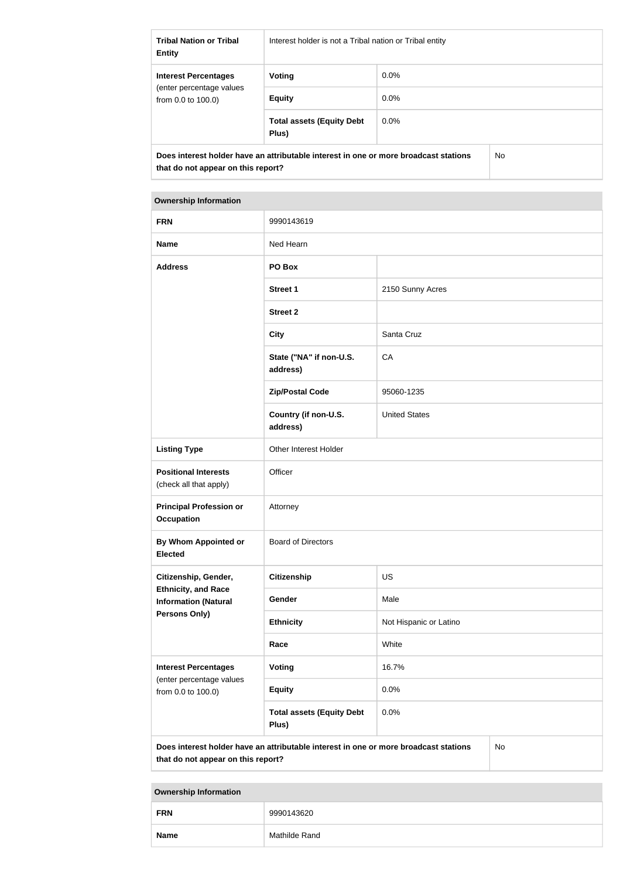| | | |
|---|---|---|
| **Tribal Nation or Tribal Entity** | Interest holder is not a Tribal nation or Tribal entity | |
| **Interest Percentages** (enter percentage values from 0.0 to 100.0) | **Voting** | 0.0% |
| | **Equity** | 0.0% |
| | **Total assets (Equity Debt Plus)** | 0.0% |
| **Does interest holder have an attributable interest in one or more broadcast stations that do not appear on this report?** | | No |

| **Ownership Information** | | |
|---|---|---|
| **FRN** | 9990143619 | |
| **Name** | Ned Hearn | |
| **Address** | **PO Box** | |
| | **Street 1** | 2150 Sunny Acres |
| | **Street 2** | |
| | **City** | Santa Cruz |
| | **State ("NA" if non-U.S. address)** | CA |
| | **Zip/Postal Code** | 95060-1235 |
| | **Country (if non-U.S. address)** | United States |
| **Listing Type** | Other Interest Holder | |
| **Positional Interests** (check all that apply) | Officer | |
| **Principal Profession or Occupation** | Attorney | |
| **By Whom Appointed or Elected** | Board of Directors | |
| **Citizenship, Gender, Ethnicity, and Race Information (Natural Persons Only)** | **Citizenship** | US |
| | **Gender** | Male |
| | **Ethnicity** | Not Hispanic or Latino |
| | **Race** | White |
| **Interest Percentages** (enter percentage values from 0.0 to 100.0) | **Voting** | 16.7% |
| | **Equity** | 0.0% |
| | **Total assets (Equity Debt Plus)** | 0.0% |
| **Does interest holder have an attributable interest in one or more broadcast stations that do not appear on this report?** | | No |

| **Ownership Information** | |
|---|---|
| **FRN** | 9990143620 |
| **Name** | Mathilde Rand |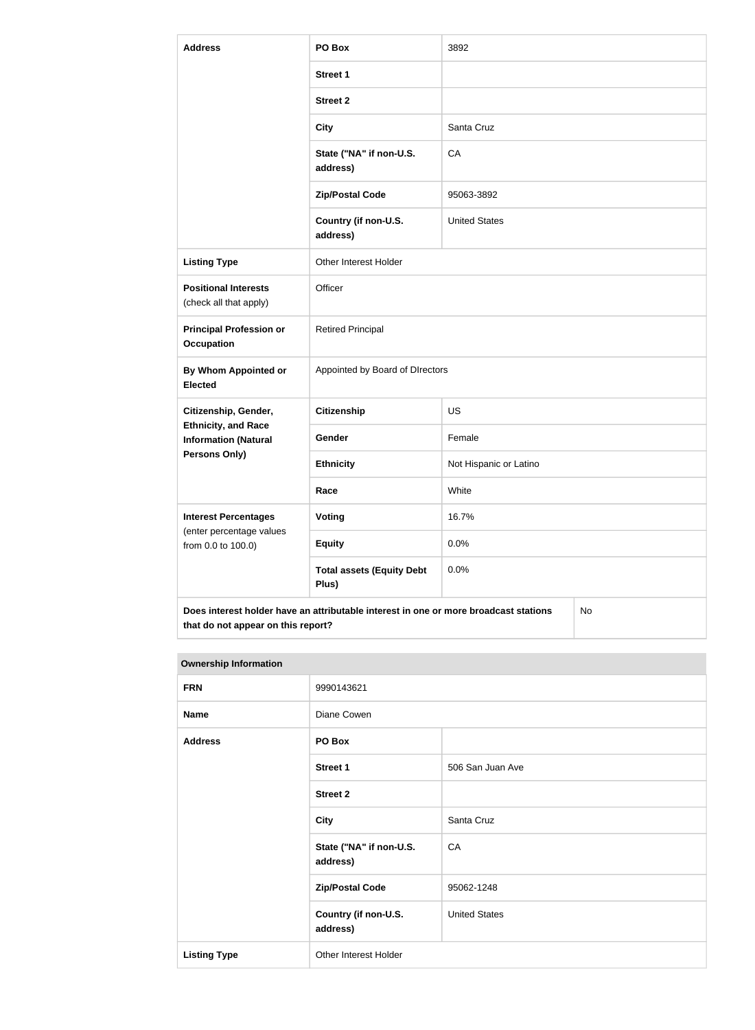| Address | PO Box | 3892 |
|---|---|---|
| | Street 1 | |
| | Street 2 | |
| | City | Santa Cruz |
| | State ("NA" if non-U.S. address) | CA |
| | Zip/Postal Code | 95063-3892 |
| | Country (if non-U.S. address) | United States |
| Listing Type | Other Interest Holder | |
| Positional Interests (check all that apply) | Officer | |
| Principal Profession or Occupation | Retired Principal | |
| By Whom Appointed or Elected | Appointed by Board of DIrectors | |
| Citizenship, Gender, Ethnicity, and Race Information (Natural Persons Only) | Citizenship | US |
| | Gender | Female |
| | Ethnicity | Not Hispanic or Latino |
| | Race | White |
| Interest Percentages (enter percentage values from 0.0 to 100.0) | Voting | 16.7% |
| | Equity | 0.0% |
| | Total assets (Equity Debt Plus) | 0.0% |
| Does interest holder have an attributable interest in one or more broadcast stations that do not appear on this report? | | No |

| Ownership Information | | |
|---|---|---|
| FRN | 9990143621 | |
| Name | Diane Cowen | |
| Address | PO Box | |
| | Street 1 | 506 San Juan Ave |
| | Street 2 | |
| | City | Santa Cruz |
| | State ("NA" if non-U.S. address) | CA |
| | Zip/Postal Code | 95062-1248 |
| | Country (if non-U.S. address) | United States |
| Listing Type | Other Interest Holder | |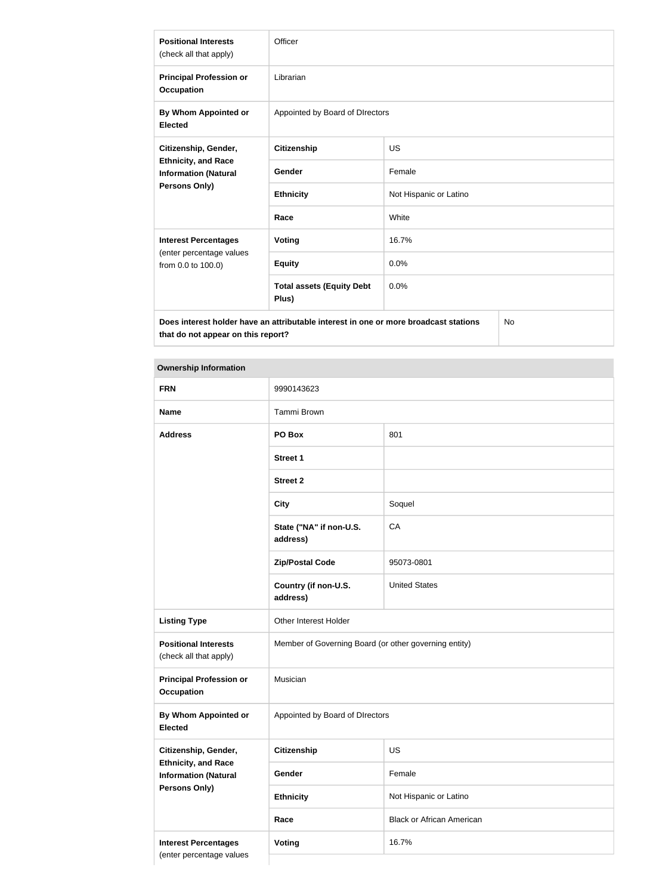| | | |
|---|---|---|
| **Positional Interests** (check all that apply) | Officer | |
| **Principal Profession or Occupation** | Librarian | |
| **By Whom Appointed or Elected** | Appointed by Board of DIrectors | |
| **Citizenship, Gender, Ethnicity, and Race Information (Natural Persons Only)** | **Citizenship** | US |
| | **Gender** | Female |
| | **Ethnicity** | Not Hispanic or Latino |
| | **Race** | White |
| **Interest Percentages** (enter percentage values from 0.0 to 100.0) | **Voting** | 16.7% |
| | **Equity** | 0.0% |
| | **Total assets (Equity Debt Plus)** | 0.0% |
| **Does interest holder have an attributable interest in one or more broadcast stations that do not appear on this report?** | | No |

| **Ownership Information** | | |
|---|---|---|
| **FRN** | 9990143623 | |
| **Name** | Tammi Brown | |
| **Address** | **PO Box** | 801 |
| | **Street 1** | |
| | **Street 2** | |
| | **City** | Soquel |
| | **State ("NA" if non-U.S. address)** | CA |
| | **Zip/Postal Code** | 95073-0801 |
| | **Country (if non-U.S. address)** | United States |
| **Listing Type** | Other Interest Holder | |
| **Positional Interests** (check all that apply) | Member of Governing Board (or other governing entity) | |
| **Principal Profession or Occupation** | Musician | |
| **By Whom Appointed or Elected** | Appointed by Board of DIrectors | |
| **Citizenship, Gender, Ethnicity, and Race Information (Natural Persons Only)** | **Citizenship** | US |
| | **Gender** | Female |
| | **Ethnicity** | Not Hispanic or Latino |
| | **Race** | Black or African American |
| **Interest Percentages** (enter percentage values | **Voting** | 16.7% |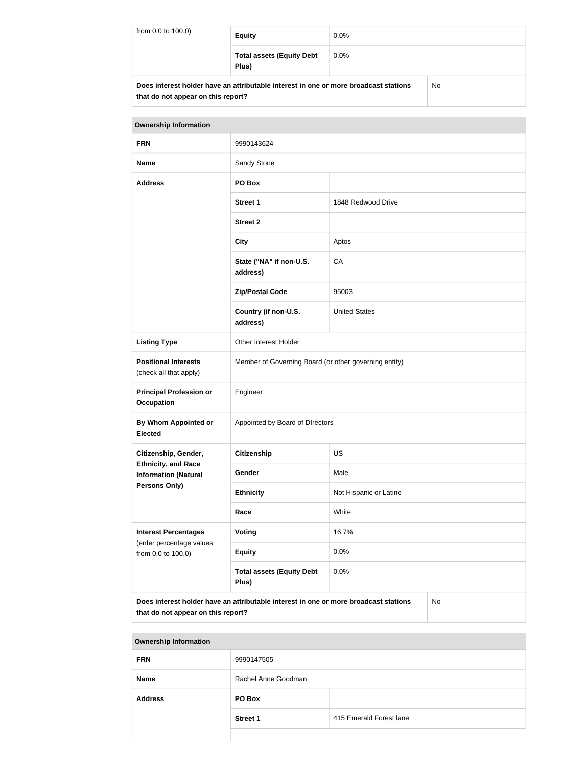| from 0.0 to 100.0) | Equity | 0.0% |
|---|---|---|
| | Total assets (Equity Debt Plus) | 0.0% |

| Does interest holder have an attributable interest in one or more broadcast stations that do not appear on this report? | No |
|---|---|

| Ownership Information | | |
|---|---|---|
| **FRN** | 9990143624 | |
| **Name** | Sandy Stone | |
| **Address** | **PO Box** | |
| | **Street 1** | 1848 Redwood Drive |
| | **Street 2** | |
| | **City** | Aptos |
| | **State ("NA" if non-U.S. address)** | CA |
| | **Zip/Postal Code** | 95003 |
| | **Country (if non-U.S. address)** | United States |
| **Listing Type** | Other Interest Holder | |
| **Positional Interests** (check all that apply) | Member of Governing Board (or other governing entity) | |
| **Principal Profession or Occupation** | Engineer | |
| **By Whom Appointed or Elected** | Appointed by Board of DIrectors | |
| **Citizenship, Gender, Ethnicity, and Race Information (Natural Persons Only)** | **Citizenship** | US |
| | **Gender** | Male |
| | **Ethnicity** | Not Hispanic or Latino |
| | **Race** | White |
| **Interest Percentages** (enter percentage values from 0.0 to 100.0) | **Voting** | 16.7% |
| | **Equity** | 0.0% |
| | **Total assets (Equity Debt Plus)** | 0.0% |

| Does interest holder have an attributable interest in one or more broadcast stations that do not appear on this report? | No |
|---|---|

| Ownership Information | | |
|---|---|---|
| **FRN** | 9990147505 | |
| **Name** | Rachel Anne Goodman | |
| **Address** | **PO Box** | |
| | **Street 1** | 415 Emerald Forest lane |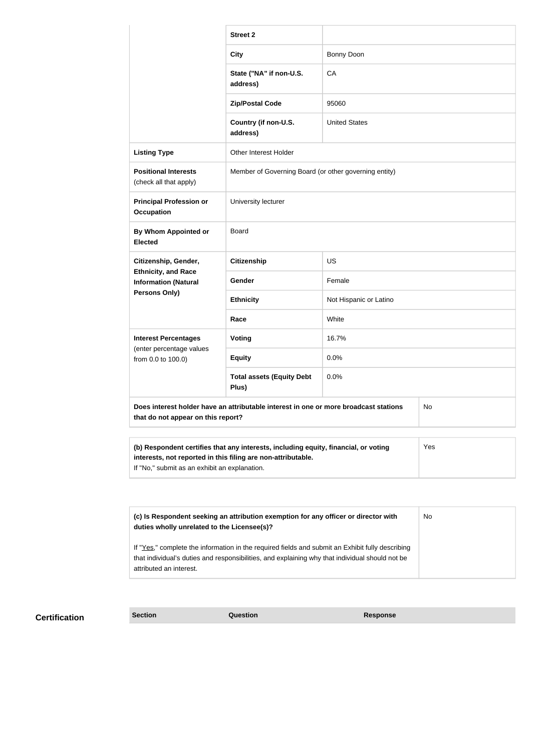| | | |
|---|---|---|
| | **Street 2** | |
| | **City** | Bonny Doon |
| | **State ("NA" if non-U.S. address)** | CA |
| | **Zip/Postal Code** | 95060 |
| | **Country (if non-U.S. address)** | United States |
| **Listing Type** | Other Interest Holder | |
| **Positional Interests** (check all that apply) | Member of Governing Board (or other governing entity) | |
| **Principal Profession or Occupation** | University lecturer | |
| **By Whom Appointed or Elected** | Board | |
| **Citizenship, Gender, Ethnicity, and Race Information (Natural Persons Only)** | **Citizenship** | US |
| | **Gender** | Female |
| | **Ethnicity** | Not Hispanic or Latino |
| | **Race** | White |
| **Interest Percentages** (enter percentage values from 0.0 to 100.0) | **Voting** | 16.7% |
| | **Equity** | 0.0% |
| | **Total assets (Equity Debt Plus)** | 0.0% |
| **Does interest holder have an attributable interest in one or more broadcast stations that do not appear on this report?** | | No |

| | |
|---|---|
| **(b) Respondent certifies that any interests, including equity, financial, or voting interests, not reported in this filing are non-attributable.** If "No," submit as an exhibit an explanation. | Yes |

| | |
|---|---|
| **(c) Is Respondent seeking an attribution exemption for any officer or director with duties wholly unrelated to the Licensee(s)?** If "Yes," complete the information in the required fields and submit an Exhibit fully describing that individual's duties and responsibilities, and explaining why that individual should not be attributed an interest. | No |

## Certification

| Section | Question | Response |
|---|---|---|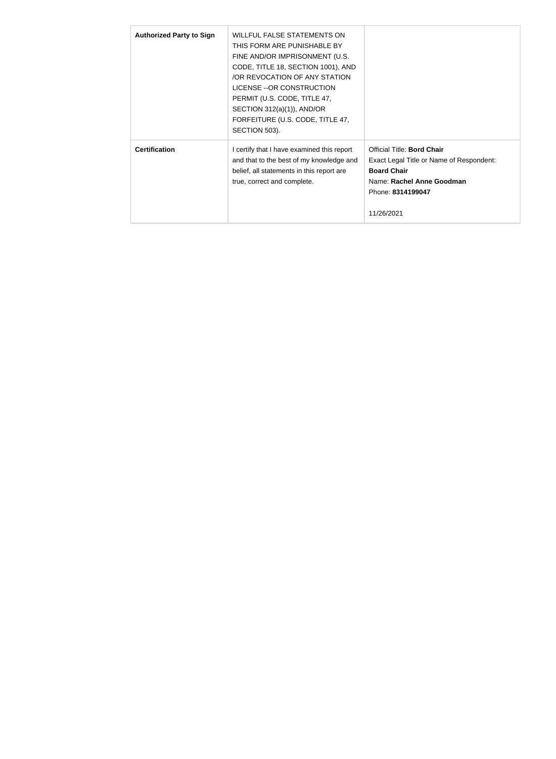| | | |
|---|---|---|
| **Authorized Party to Sign** | WILLFUL FALSE STATEMENTS ON THIS FORM ARE PUNISHABLE BY FINE AND/OR IMPRISONMENT (U.S. CODE, TITLE 18, SECTION 1001), AND /OR REVOCATION OF ANY STATION LICENSE --OR CONSTRUCTION PERMIT (U.S. CODE, TITLE 47, SECTION 312(a)(1)), AND/OR FORFEITURE (U.S. CODE, TITLE 47, SECTION 503). | |
| **Certification** | I certify that I have examined this report and that to the best of my knowledge and belief, all statements in this report are true, correct and complete. | Official Title: **Bord Chair**<br>Exact Legal Title or Name of Respondent: **Board Chair**<br>Name: **Rachel Anne Goodman**<br>Phone: **8314199047**<br><br>11/26/2021 |